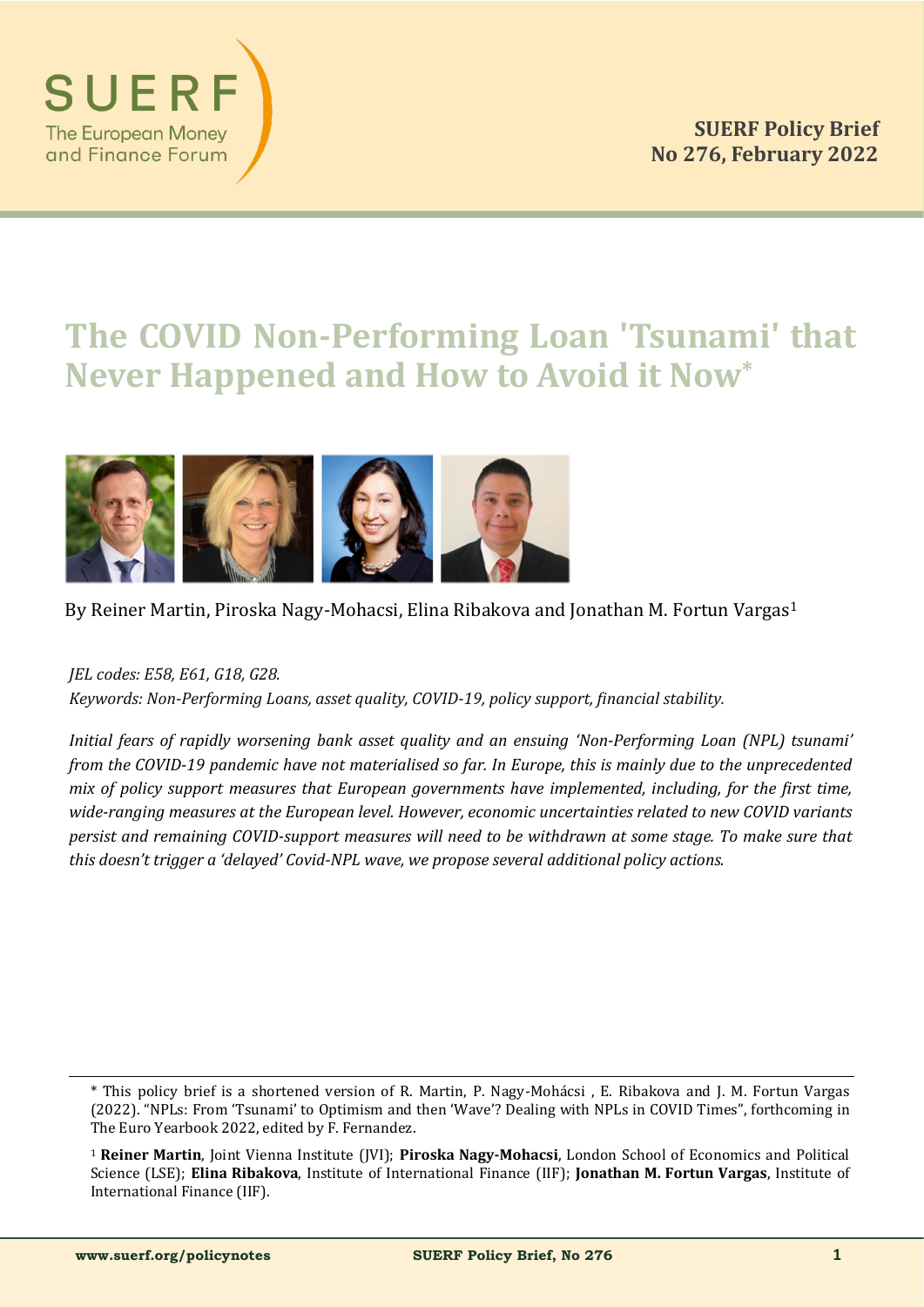# The COVID Non-Performing Loan 'Tsunami' that Never Happened and How to Avoid it Now*

By Reiner Martin, Piroska Nagy-Mohacsi, Elina Ribakova and Jonathan M. Fortun Vargas[1]

*JEL codes: E58, E61, G18, G28.*

*Keywords: Non-Performing Loans, asset quality, COVID-19, policy support, financial stability.*

*Initial fears of rapidly worsening bank asset quality and an ensuing 'Non-Performing Loan (NPL) tsunami' from the COVID-19 pandemic have not materialised so far. In Europe, this is mainly due to the unprecedented mix of policy support measures that European governments have implemented, including, for the first time, wide-ranging measures at the European level. However, economic uncertainties related to new COVID variants persist and remaining COVID-support measures will need to be withdrawn at some stage. To make sure that this doesn't trigger a 'delayed' Covid-NPL wave, we propose several additional policy actions.*

---

* This policy brief is a shortened version of R. Martin, P. Nagy-Mohácsi , E. Ribakova and J. M. Fortun Vargas (2022). "NPLs: From 'Tsunami' to Optimism and then 'Wave'? Dealing with NPLs in COVID Times", forthcoming in The Euro Yearbook 2022, edited by F. Fernandez.

[1] **Reiner Martin**, Joint Vienna Institute (JVI); **Piroska Nagy-Mohacsi**, London School of Economics and Political Science (LSE); **Elina Ribakova**, Institute of International Finance (IIF); **Jonathan M. Fortun Vargas**, Institute of International Finance (IIF).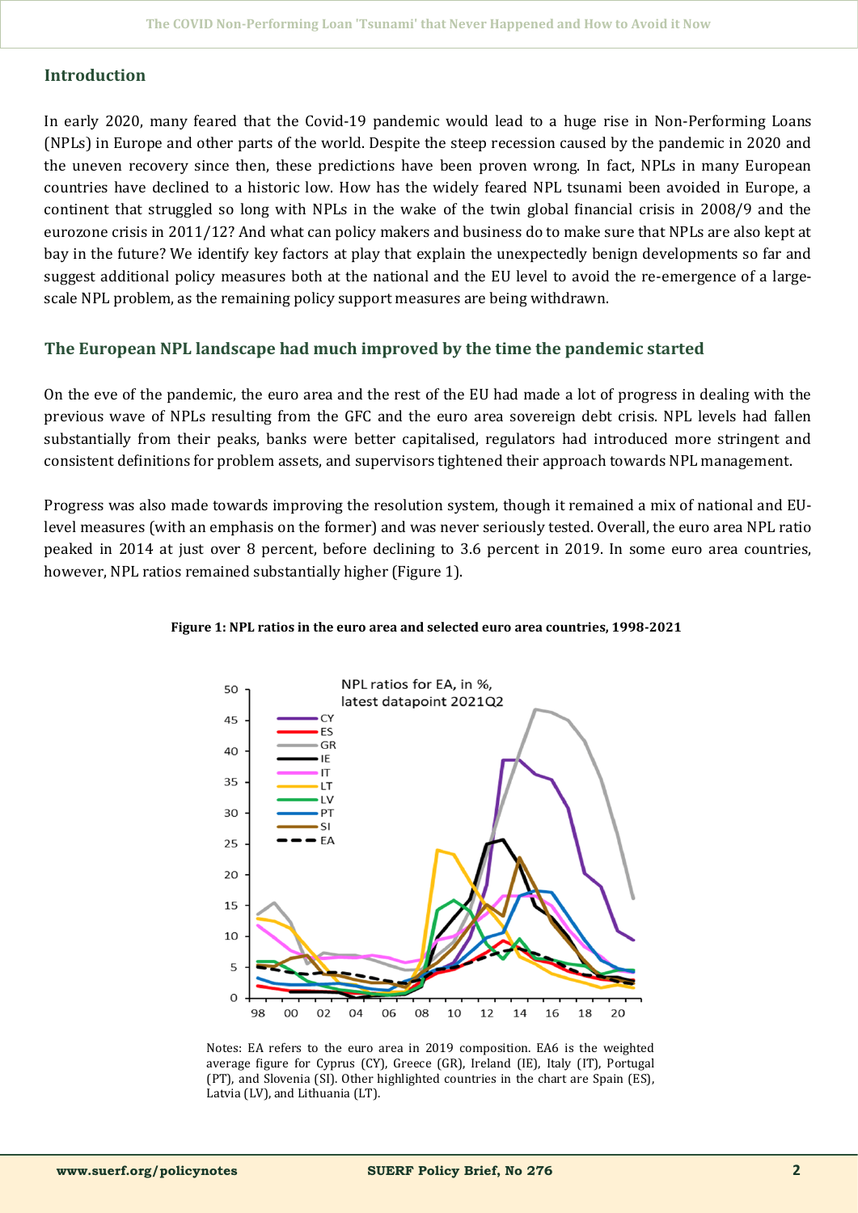## Introduction

In early 2020, many feared that the Covid-19 pandemic would lead to a huge rise in Non-Performing Loans (NPLs) in Europe and other parts of the world. Despite the steep recession caused by the pandemic in 2020 and the uneven recovery since then, these predictions have been proven wrong. In fact, NPLs in many European countries have declined to a historic low. How has the widely feared NPL tsunami been avoided in Europe, a continent that struggled so long with NPLs in the wake of the twin global financial crisis in 2008/9 and the eurozone crisis in 2011/12? And what can policy makers and business do to make sure that NPLs are also kept at bay in the future? We identify key factors at play that explain the unexpectedly benign developments so far and suggest additional policy measures both at the national and the EU level to avoid the re-emergence of a large-scale NPL problem, as the remaining policy support measures are being withdrawn.

## The European NPL landscape had much improved by the time the pandemic started

On the eve of the pandemic, the euro area and the rest of the EU had made a lot of progress in dealing with the previous wave of NPLs resulting from the GFC and the euro area sovereign debt crisis. NPL levels had fallen substantially from their peaks, banks were better capitalised, regulators had introduced more stringent and consistent definitions for problem assets, and supervisors tightened their approach towards NPL management.

Progress was also made towards improving the resolution system, though it remained a mix of national and EU-level measures (with an emphasis on the former) and was never seriously tested. Overall, the euro area NPL ratio peaked in 2014 at just over 8 percent, before declining to 3.6 percent in 2019. In some euro area countries, however, NPL ratios remained substantially higher (Figure 1).

**Figure 1: NPL ratios in the euro area and selected euro area countries, 1998-2021**

Notes: EA refers to the euro area in 2019 composition. EA6 is the weighted average figure for Cyprus (CY), Greece (GR), Ireland (IE), Italy (IT), Portugal (PT), and Slovenia (SI). Other highlighted countries in the chart are Spain (ES), Latvia (LV), and Lithuania (LT).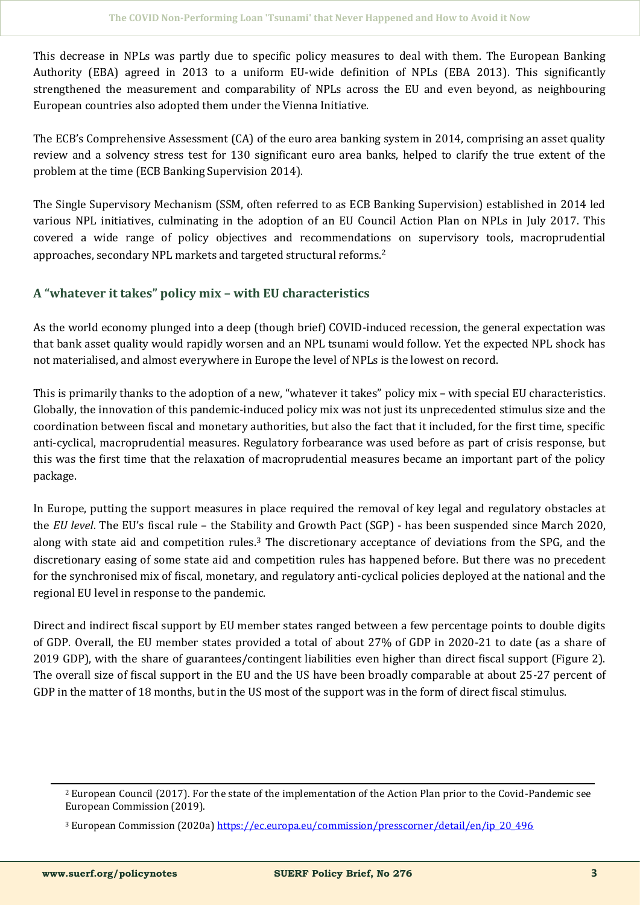This decrease in NPLs was partly due to specific policy measures to deal with them. The European Banking Authority (EBA) agreed in 2013 to a uniform EU-wide definition of NPLs (EBA 2013). This significantly strengthened the measurement and comparability of NPLs across the EU and even beyond, as neighbouring European countries also adopted them under the Vienna Initiative.

The ECB's Comprehensive Assessment (CA) of the euro area banking system in 2014, comprising an asset quality review and a solvency stress test for 130 significant euro area banks, helped to clarify the true extent of the problem at the time (ECB Banking Supervision 2014).

The Single Supervisory Mechanism (SSM, often referred to as ECB Banking Supervision) established in 2014 led various NPL initiatives, culminating in the adoption of an EU Council Action Plan on NPLs in July 2017. This covered a wide range of policy objectives and recommendations on supervisory tools, macroprudential approaches, secondary NPL markets and targeted structural reforms.[2]

## A "whatever it takes" policy mix – with EU characteristics

As the world economy plunged into a deep (though brief) COVID-induced recession, the general expectation was that bank asset quality would rapidly worsen and an NPL tsunami would follow. Yet the expected NPL shock has not materialised, and almost everywhere in Europe the level of NPLs is the lowest on record.

This is primarily thanks to the adoption of a new, "whatever it takes" policy mix – with special EU characteristics. Globally, the innovation of this pandemic-induced policy mix was not just its unprecedented stimulus size and the coordination between fiscal and monetary authorities, but also the fact that it included, for the first time, specific anti-cyclical, macroprudential measures. Regulatory forbearance was used before as part of crisis response, but this was the first time that the relaxation of macroprudential measures became an important part of the policy package.

In Europe, putting the support measures in place required the removal of key legal and regulatory obstacles at the *EU level*. The EU's fiscal rule – the Stability and Growth Pact (SGP) - has been suspended since March 2020, along with state aid and competition rules.[3] The discretionary acceptance of deviations from the SPG, and the discretionary easing of some state aid and competition rules has happened before. But there was no precedent for the synchronised mix of fiscal, monetary, and regulatory anti-cyclical policies deployed at the national and the regional EU level in response to the pandemic.

Direct and indirect fiscal support by EU member states ranged between a few percentage points to double digits of GDP. Overall, the EU member states provided a total of about 27% of GDP in 2020-21 to date (as a share of 2019 GDP), with the share of guarantees/contingent liabilities even higher than direct fiscal support (Figure 2). The overall size of fiscal support in the EU and the US have been broadly comparable at about 25-27 percent of GDP in the matter of 18 months, but in the US most of the support was in the form of direct fiscal stimulus.

---

[2] European Council (2017). For the state of the implementation of the Action Plan prior to the Covid-Pandemic see European Commission (2019).

[3] European Commission (2020a) https://ec.europa.eu/commission/presscorner/detail/en/ip_20_496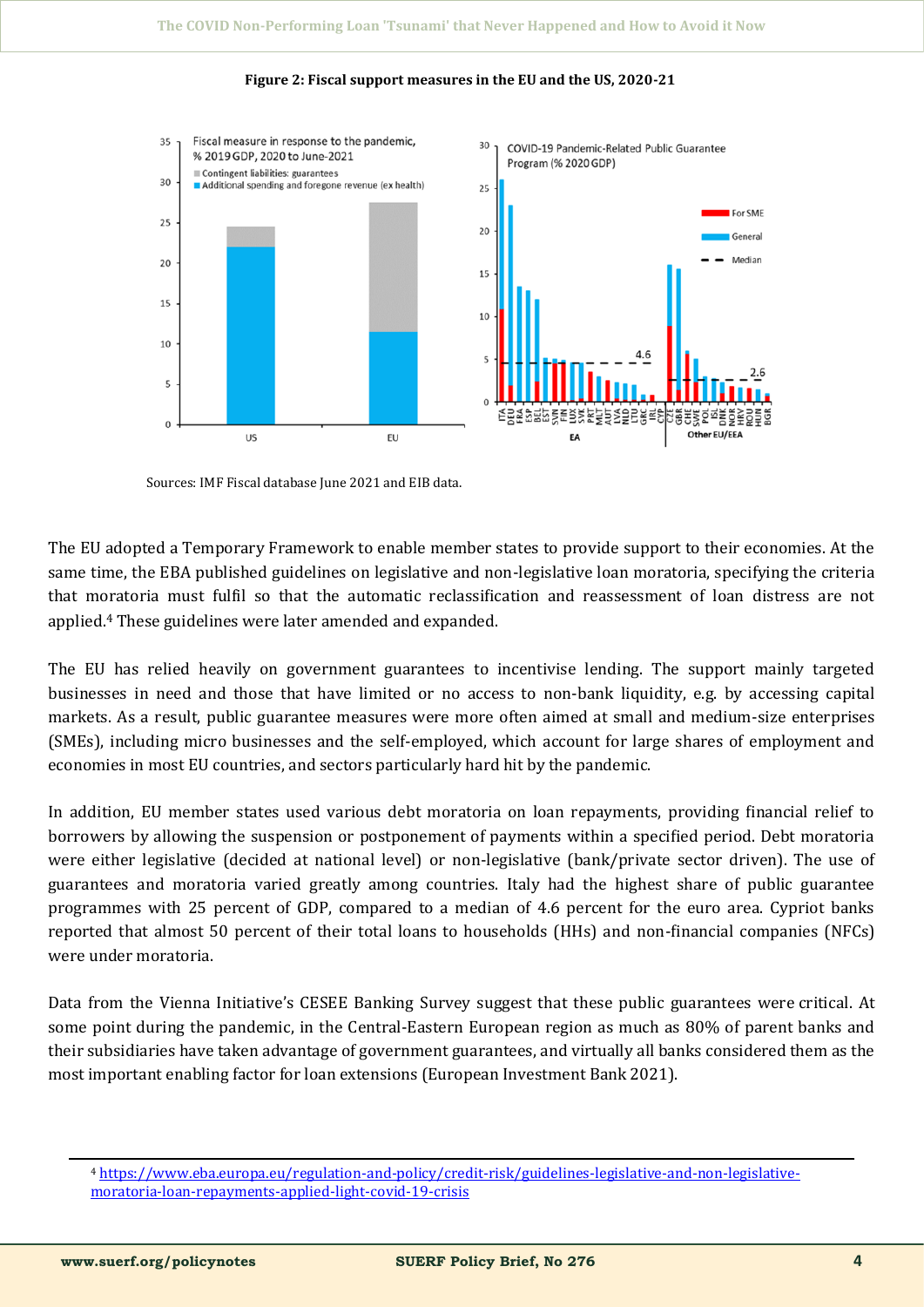**Figure 2: Fiscal support measures in the EU and the US, 2020-21**

Sources: IMF Fiscal database June 2021 and EIB data.

The EU adopted a Temporary Framework to enable member states to provide support to their economies. At the same time, the EBA published guidelines on legislative and non-legislative loan moratoria, specifying the criteria that moratoria must fulfil so that the automatic reclassification and reassessment of loan distress are not applied.[4] These guidelines were later amended and expanded.

The EU has relied heavily on government guarantees to incentivise lending. The support mainly targeted businesses in need and those that have limited or no access to non-bank liquidity, e.g. by accessing capital markets. As a result, public guarantee measures were more often aimed at small and medium-size enterprises (SMEs), including micro businesses and the self-employed, which account for large shares of employment and economies in most EU countries, and sectors particularly hard hit by the pandemic.

In addition, EU member states used various debt moratoria on loan repayments, providing financial relief to borrowers by allowing the suspension or postponement of payments within a specified period. Debt moratoria were either legislative (decided at national level) or non-legislative (bank/private sector driven). The use of guarantees and moratoria varied greatly among countries. Italy had the highest share of public guarantee programmes with 25 percent of GDP, compared to a median of 4.6 percent for the euro area. Cypriot banks reported that almost 50 percent of their total loans to households (HHs) and non-financial companies (NFCs) were under moratoria.

Data from the Vienna Initiative's CESEE Banking Survey suggest that these public guarantees were critical. At some point during the pandemic, in the Central-Eastern European region as much as 80% of parent banks and their subsidiaries have taken advantage of government guarantees, and virtually all banks considered them as the most important enabling factor for loan extensions (European Investment Bank 2021).

---

[4] https://www.eba.europa.eu/regulation-and-policy/credit-risk/guidelines-legislative-and-non-legislative-moratoria-loan-repayments-applied-light-covid-19-crisis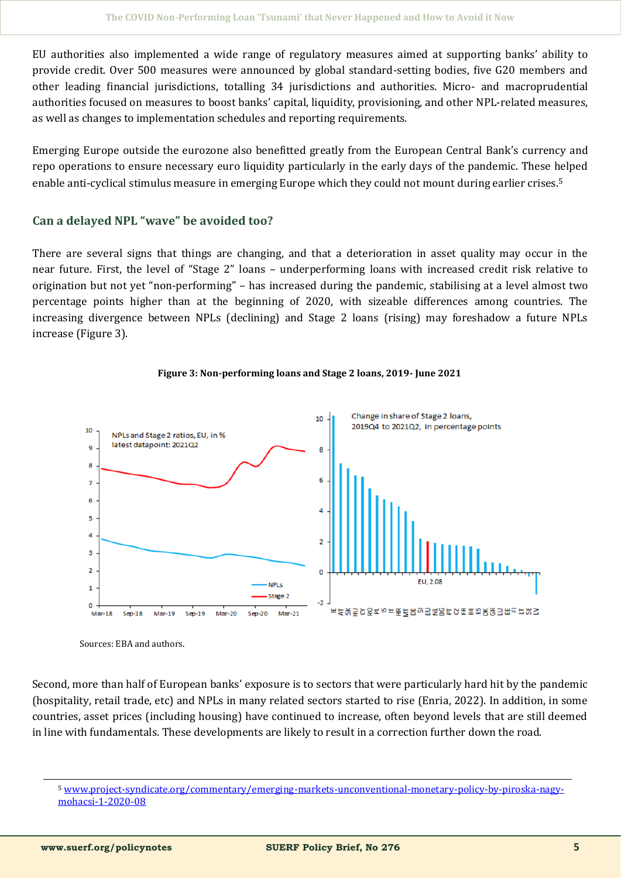EU authorities also implemented a wide range of regulatory measures aimed at supporting banks' ability to provide credit. Over 500 measures were announced by global standard-setting bodies, five G20 members and other leading financial jurisdictions, totalling 34 jurisdictions and authorities. Micro- and macroprudential authorities focused on measures to boost banks' capital, liquidity, provisioning, and other NPL-related measures, as well as changes to implementation schedules and reporting requirements.

Emerging Europe outside the eurozone also benefitted greatly from the European Central Bank's currency and repo operations to ensure necessary euro liquidity particularly in the early days of the pandemic. These helped enable anti-cyclical stimulus measure in emerging Europe which they could not mount during earlier crises.[5]

## Can a delayed NPL "wave" be avoided too?

There are several signs that things are changing, and that a deterioration in asset quality may occur in the near future. First, the level of "Stage 2" loans – underperforming loans with increased credit risk relative to origination but not yet "non-performing" – has increased during the pandemic, stabilising at a level almost two percentage points higher than at the beginning of 2020, with sizeable differences among countries. The increasing divergence between NPLs (declining) and Stage 2 loans (rising) may foreshadow a future NPLs increase (Figure 3).

**Figure 3: Non-performing loans and Stage 2 loans, 2019- June 2021**

Sources: EBA and authors.

Second, more than half of European banks' exposure is to sectors that were particularly hard hit by the pandemic (hospitality, retail trade, etc) and NPLs in many related sectors started to rise (Enria, 2022). In addition, in some countries, asset prices (including housing) have continued to increase, often beyond levels that are still deemed in line with fundamentals. These developments are likely to result in a correction further down the road.

[5] www.project-syndicate.org/commentary/emerging-markets-unconventional-monetary-policy-by-piroska-nagy-mohacsi-1-2020-08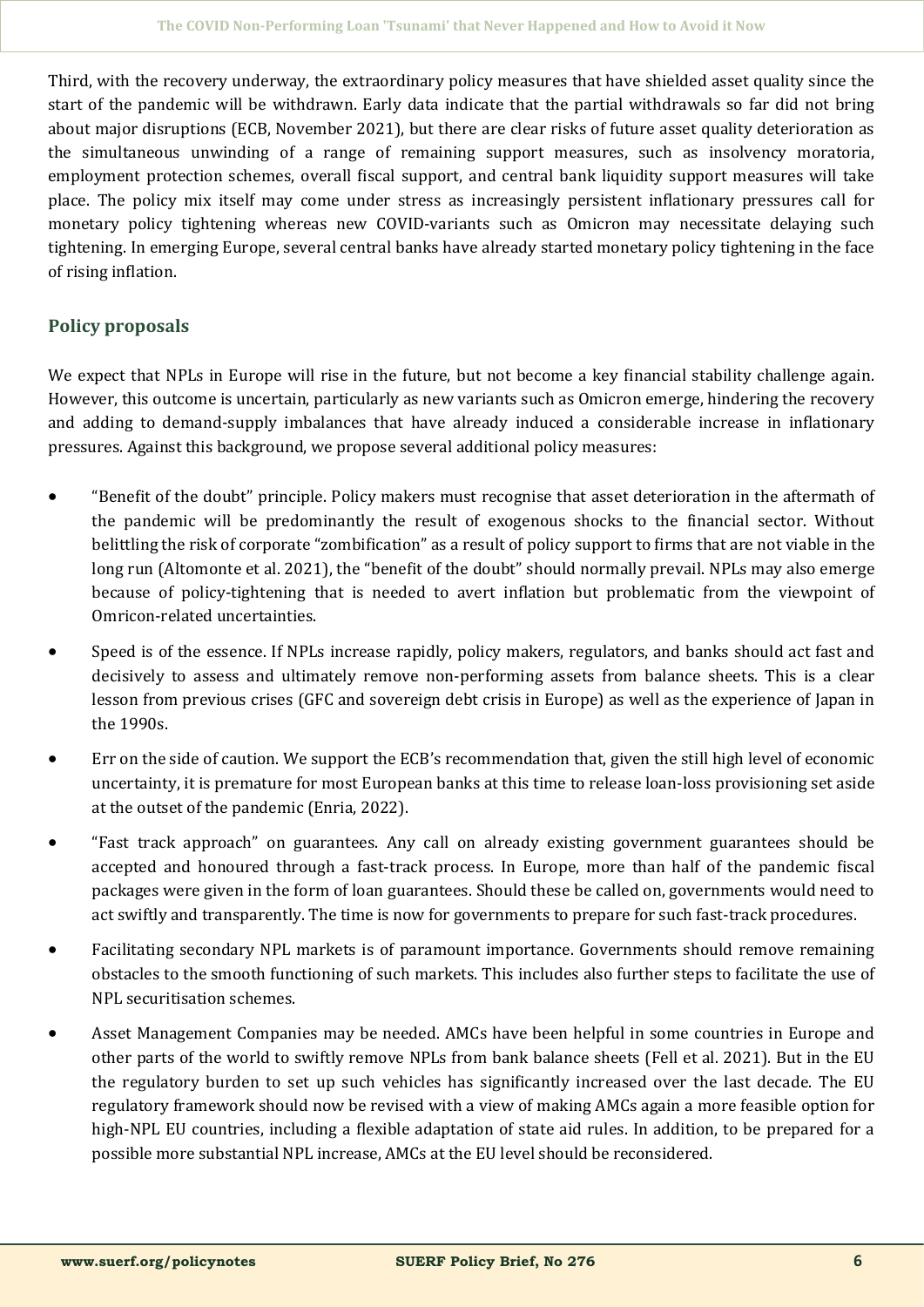Third, with the recovery underway, the extraordinary policy measures that have shielded asset quality since the start of the pandemic will be withdrawn. Early data indicate that the partial withdrawals so far did not bring about major disruptions (ECB, November 2021), but there are clear risks of future asset quality deterioration as the simultaneous unwinding of a range of remaining support measures, such as insolvency moratoria, employment protection schemes, overall fiscal support, and central bank liquidity support measures will take place. The policy mix itself may come under stress as increasingly persistent inflationary pressures call for monetary policy tightening whereas new COVID-variants such as Omicron may necessitate delaying such tightening. In emerging Europe, several central banks have already started monetary policy tightening in the face of rising inflation.

## Policy proposals

We expect that NPLs in Europe will rise in the future, but not become a key financial stability challenge again. However, this outcome is uncertain, particularly as new variants such as Omicron emerge, hindering the recovery and adding to demand-supply imbalances that have already induced a considerable increase in inflationary pressures. Against this background, we propose several additional policy measures:

- "Benefit of the doubt" principle. Policy makers must recognise that asset deterioration in the aftermath of the pandemic will be predominantly the result of exogenous shocks to the financial sector. Without belittling the risk of corporate "zombification" as a result of policy support to firms that are not viable in the long run (Altomonte et al. 2021), the "benefit of the doubt" should normally prevail. NPLs may also emerge because of policy-tightening that is needed to avert inflation but problematic from the viewpoint of Omricon-related uncertainties.
- Speed is of the essence. If NPLs increase rapidly, policy makers, regulators, and banks should act fast and decisively to assess and ultimately remove non-performing assets from balance sheets. This is a clear lesson from previous crises (GFC and sovereign debt crisis in Europe) as well as the experience of Japan in the 1990s.
- Err on the side of caution. We support the ECB's recommendation that, given the still high level of economic uncertainty, it is premature for most European banks at this time to release loan-loss provisioning set aside at the outset of the pandemic (Enria, 2022).
- "Fast track approach" on guarantees. Any call on already existing government guarantees should be accepted and honoured through a fast-track process. In Europe, more than half of the pandemic fiscal packages were given in the form of loan guarantees. Should these be called on, governments would need to act swiftly and transparently. The time is now for governments to prepare for such fast-track procedures.
- Facilitating secondary NPL markets is of paramount importance. Governments should remove remaining obstacles to the smooth functioning of such markets. This includes also further steps to facilitate the use of NPL securitisation schemes.
- Asset Management Companies may be needed. AMCs have been helpful in some countries in Europe and other parts of the world to swiftly remove NPLs from bank balance sheets (Fell et al. 2021). But in the EU the regulatory burden to set up such vehicles has significantly increased over the last decade. The EU regulatory framework should now be revised with a view of making AMCs again a more feasible option for high-NPL EU countries, including a flexible adaptation of state aid rules. In addition, to be prepared for a possible more substantial NPL increase, AMCs at the EU level should be reconsidered.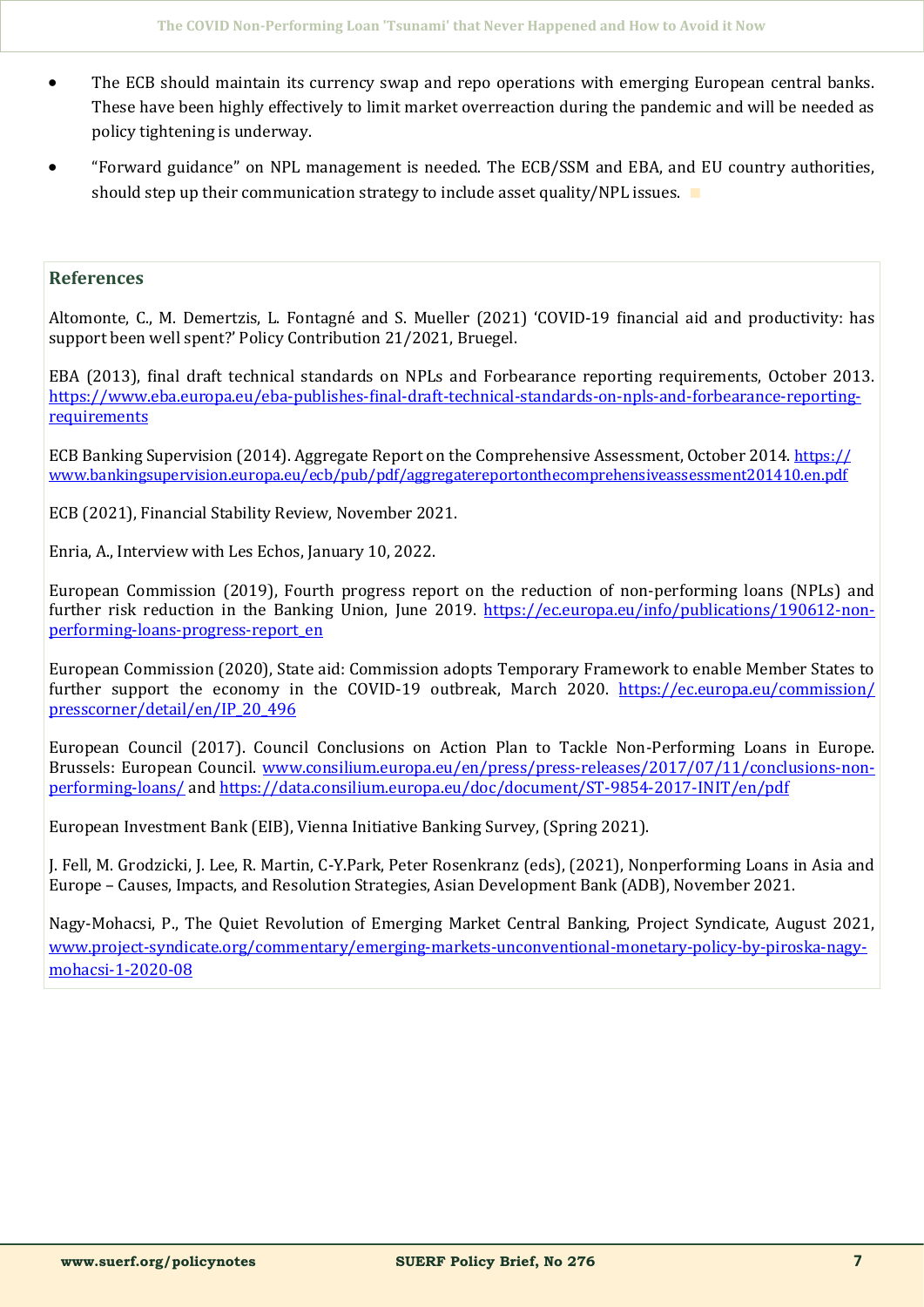- The ECB should maintain its currency swap and repo operations with emerging European central banks. These have been highly effectively to limit market overreaction during the pandemic and will be needed as policy tightening is underway.
- "Forward guidance" on NPL management is needed. The ECB/SSM and EBA, and EU country authorities, should step up their communication strategy to include asset quality/NPL issues.

## References

Altomonte, C., M. Demertzis, L. Fontagné and S. Mueller (2021) 'COVID-19 financial aid and productivity: has support been well spent?' Policy Contribution 21/2021, Bruegel.

EBA (2013), final draft technical standards on NPLs and Forbearance reporting requirements, October 2013. [https://www.eba.europa.eu/eba-publishes-final-draft-technical-standards-on-npls-and-forbearance-reporting-requirements](https://www.eba.europa.eu/eba-publishes-final-draft-technical-standards-on-npls-and-forbearance-reporting-requirements)

ECB Banking Supervision (2014). Aggregate Report on the Comprehensive Assessment, October 2014. [https://www.bankingsupervision.europa.eu/ecb/pub/pdf/aggregatereportonthecomprehensiveassessment201410.en.pdf](https://www.bankingsupervision.europa.eu/ecb/pub/pdf/aggregatereportonthecomprehensiveassessment201410.en.pdf)

ECB (2021), Financial Stability Review, November 2021.

Enria, A., Interview with Les Echos, January 10, 2022.

European Commission (2019), Fourth progress report on the reduction of non-performing loans (NPLs) and further risk reduction in the Banking Union, June 2019. [https://ec.europa.eu/info/publications/190612-non-performing-loans-progress-report_en](https://ec.europa.eu/info/publications/190612-non-performing-loans-progress-report_en)

European Commission (2020), State aid: Commission adopts Temporary Framework to enable Member States to further support the economy in the COVID-19 outbreak, March 2020. [https://ec.europa.eu/commission/presscorner/detail/en/IP_20_496](https://ec.europa.eu/commission/presscorner/detail/en/IP_20_496)

European Council (2017). Council Conclusions on Action Plan to Tackle Non-Performing Loans in Europe. Brussels: European Council. [www.consilium.europa.eu/en/press/press-releases/2017/07/11/conclusions-non-performing-loans/](www.consilium.europa.eu/en/press/press-releases/2017/07/11/conclusions-non-performing-loans/) and [https://data.consilium.europa.eu/doc/document/ST-9854-2017-INIT/en/pdf](https://data.consilium.europa.eu/doc/document/ST-9854-2017-INIT/en/pdf)

European Investment Bank (EIB), Vienna Initiative Banking Survey, (Spring 2021).

J. Fell, M. Grodzicki, J. Lee, R. Martin, C-Y.Park, Peter Rosenkranz (eds), (2021), Nonperforming Loans in Asia and Europe – Causes, Impacts, and Resolution Strategies, Asian Development Bank (ADB), November 2021.

Nagy-Mohacsi, P., The Quiet Revolution of Emerging Market Central Banking, Project Syndicate, August 2021, [www.project-syndicate.org/commentary/emerging-markets-unconventional-monetary-policy-by-piroska-nagy-mohacsi-1-2020-08](www.project-syndicate.org/commentary/emerging-markets-unconventional-monetary-policy-by-piroska-nagy-mohacsi-1-2020-08)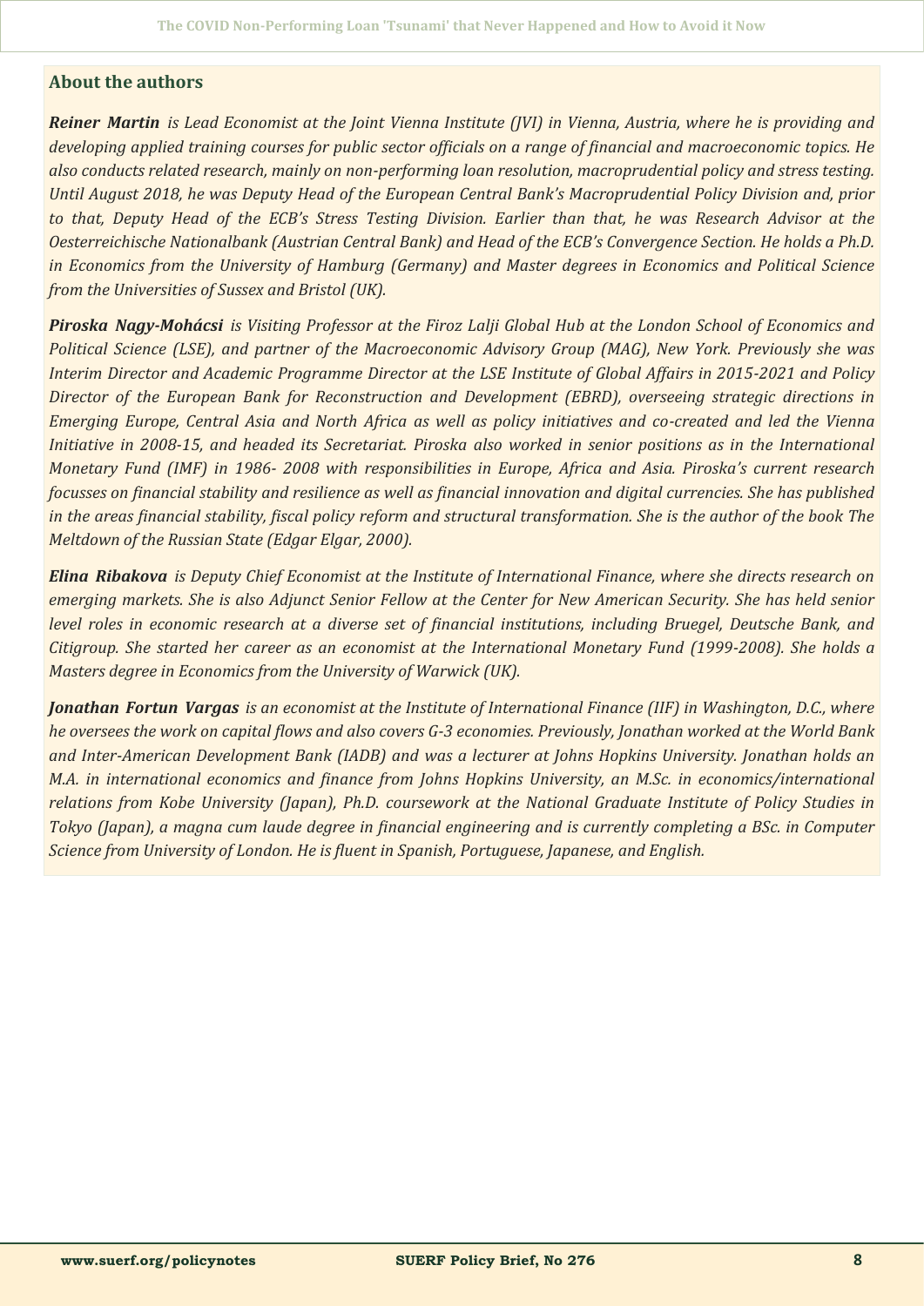## About the authors

***Reiner Martin*** *is Lead Economist at the Joint Vienna Institute (JVI) in Vienna, Austria, where he is providing and developing applied training courses for public sector officials on a range of financial and macroeconomic topics. He also conducts related research, mainly on non-performing loan resolution, macroprudential policy and stress testing. Until August 2018, he was Deputy Head of the European Central Bank's Macroprudential Policy Division and, prior to that, Deputy Head of the ECB's Stress Testing Division. Earlier than that, he was Research Advisor at the Oesterreichische Nationalbank (Austrian Central Bank) and Head of the ECB's Convergence Section. He holds a Ph.D. in Economics from the University of Hamburg (Germany) and Master degrees in Economics and Political Science from the Universities of Sussex and Bristol (UK).*

***Piroska Nagy-Mohácsi*** *is Visiting Professor at the Firoz Lalji Global Hub at the London School of Economics and Political Science (LSE), and partner of the Macroeconomic Advisory Group (MAG), New York. Previously she was Interim Director and Academic Programme Director at the LSE Institute of Global Affairs in 2015-2021 and Policy Director of the European Bank for Reconstruction and Development (EBRD), overseeing strategic directions in Emerging Europe, Central Asia and North Africa as well as policy initiatives and co-created and led the Vienna Initiative in 2008-15, and headed its Secretariat. Piroska also worked in senior positions as in the International Monetary Fund (IMF) in 1986- 2008 with responsibilities in Europe, Africa and Asia. Piroska's current research focusses on financial stability and resilience as well as financial innovation and digital currencies. She has published in the areas financial stability, fiscal policy reform and structural transformation. She is the author of the book The Meltdown of the Russian State (Edgar Elgar, 2000).*

***Elina Ribakova*** *is Deputy Chief Economist at the Institute of International Finance, where she directs research on emerging markets. She is also Adjunct Senior Fellow at the Center for New American Security. She has held senior level roles in economic research at a diverse set of financial institutions, including Bruegel, Deutsche Bank, and Citigroup. She started her career as an economist at the International Monetary Fund (1999-2008). She holds a Masters degree in Economics from the University of Warwick (UK).*

***Jonathan Fortun Vargas*** *is an economist at the Institute of International Finance (IIF) in Washington, D.C., where he oversees the work on capital flows and also covers G-3 economies. Previously, Jonathan worked at the World Bank and Inter-American Development Bank (IADB) and was a lecturer at Johns Hopkins University. Jonathan holds an M.A. in international economics and finance from Johns Hopkins University, an M.Sc. in economics/international relations from Kobe University (Japan), Ph.D. coursework at the National Graduate Institute of Policy Studies in Tokyo (Japan), a magna cum laude degree in financial engineering and is currently completing a BSc. in Computer Science from University of London. He is fluent in Spanish, Portuguese, Japanese, and English.*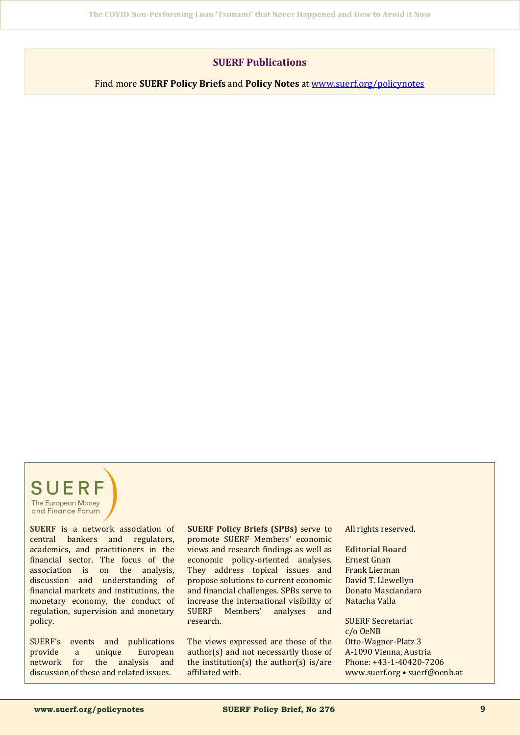## SUERF Publications

Find more **SUERF Policy Briefs** and **Policy Notes** at [www.suerf.org/policynotes](www.suerf.org/policynotes)

SUERF
The European Money and Finance Forum

**SUERF** is a network association of central bankers and regulators, academics, and practitioners in the financial sector. The focus of the association is on the analysis, discussion and understanding of financial markets and institutions, the monetary economy, the conduct of regulation, supervision and monetary policy.

SUERF's events and publications provide a unique European network for the analysis and discussion of these and related issues.

**SUERF Policy Briefs (SPBs)** serve to promote SUERF Members' economic views and research findings as well as economic policy-oriented analyses. They address topical issues and propose solutions to current economic and financial challenges. SPBs serve to increase the international visibility of SUERF Members' analyses and research.

The views expressed are those of the author(s) and not necessarily those of the institution(s) the author(s) is/are affiliated with.

All rights reserved.

**Editorial Board**
Ernest Gnan
Frank Lierman
David T. Llewellyn
Donato Masciandaro
Natacha Valla

SUERF Secretariat
c/o OeNB
Otto-Wagner-Platz 3
A-1090 Vienna, Austria
Phone: +43-1-40420-7206
www.suerf.org • suerf@oenb.at